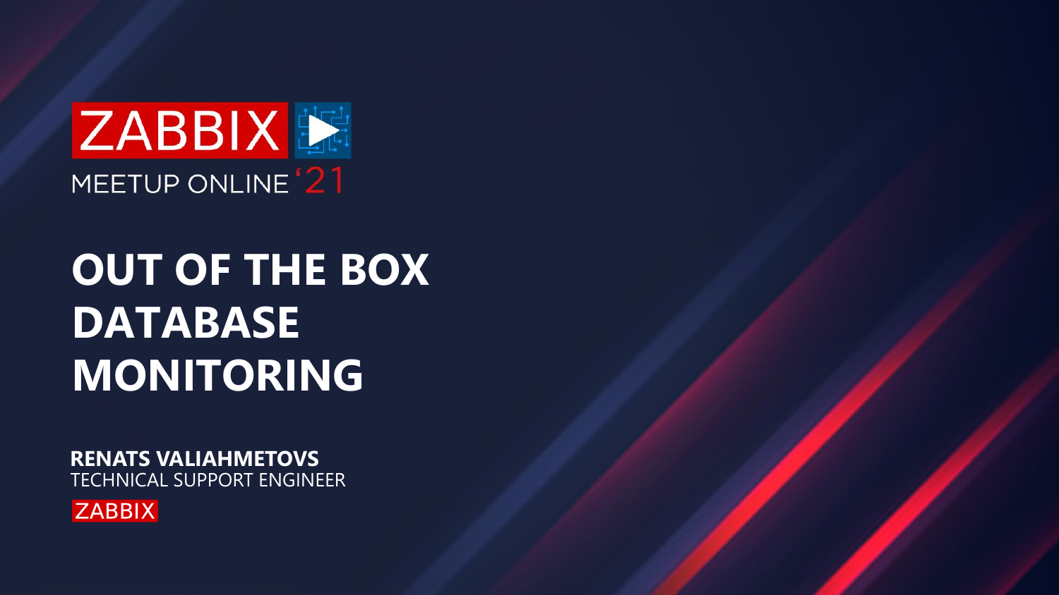ZABBIX

MEETUP ONLINE '21

# OUT OF THE BOX DATABASE MONITORING

**RENATS VALIAHMETOVS**
TECHNICAL SUPPORT ENGINEER

ZABBIX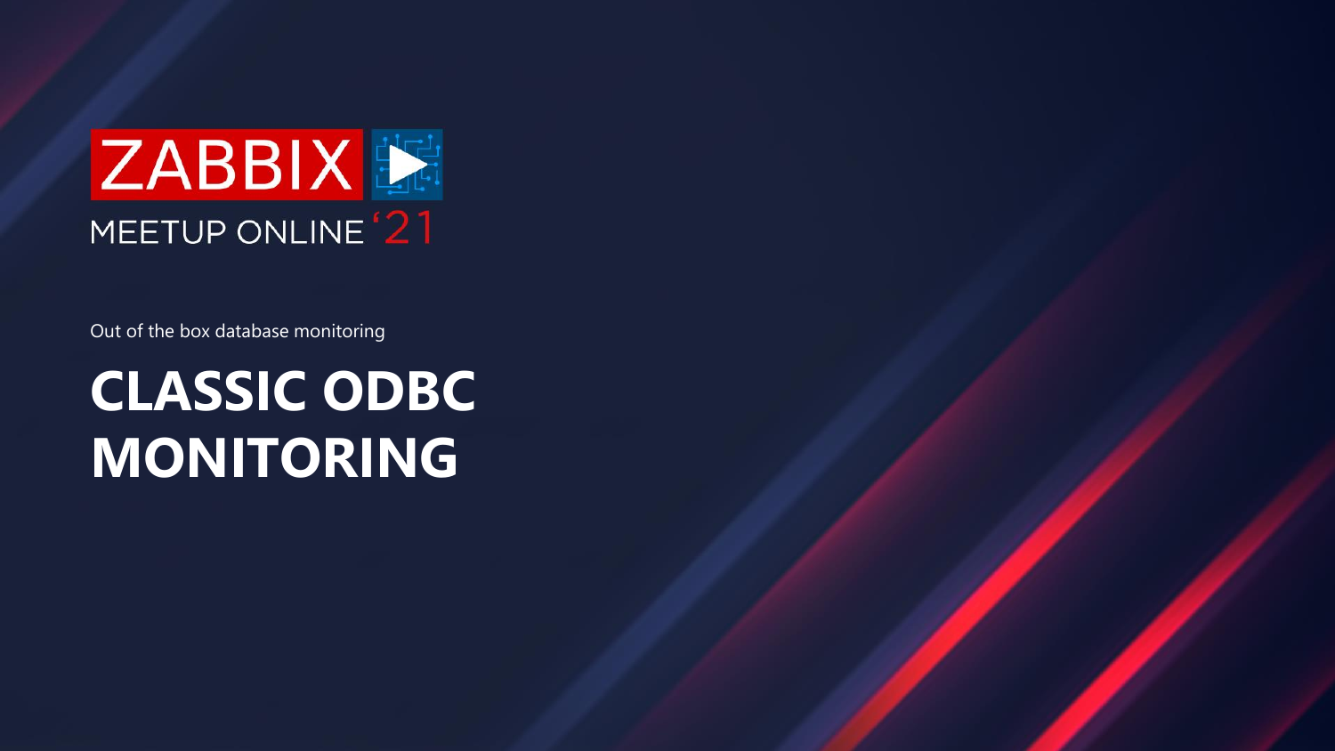ZABBIX

MEETUP ONLINE '21

Out of the box database monitoring

# CLASSIC ODBC MONITORING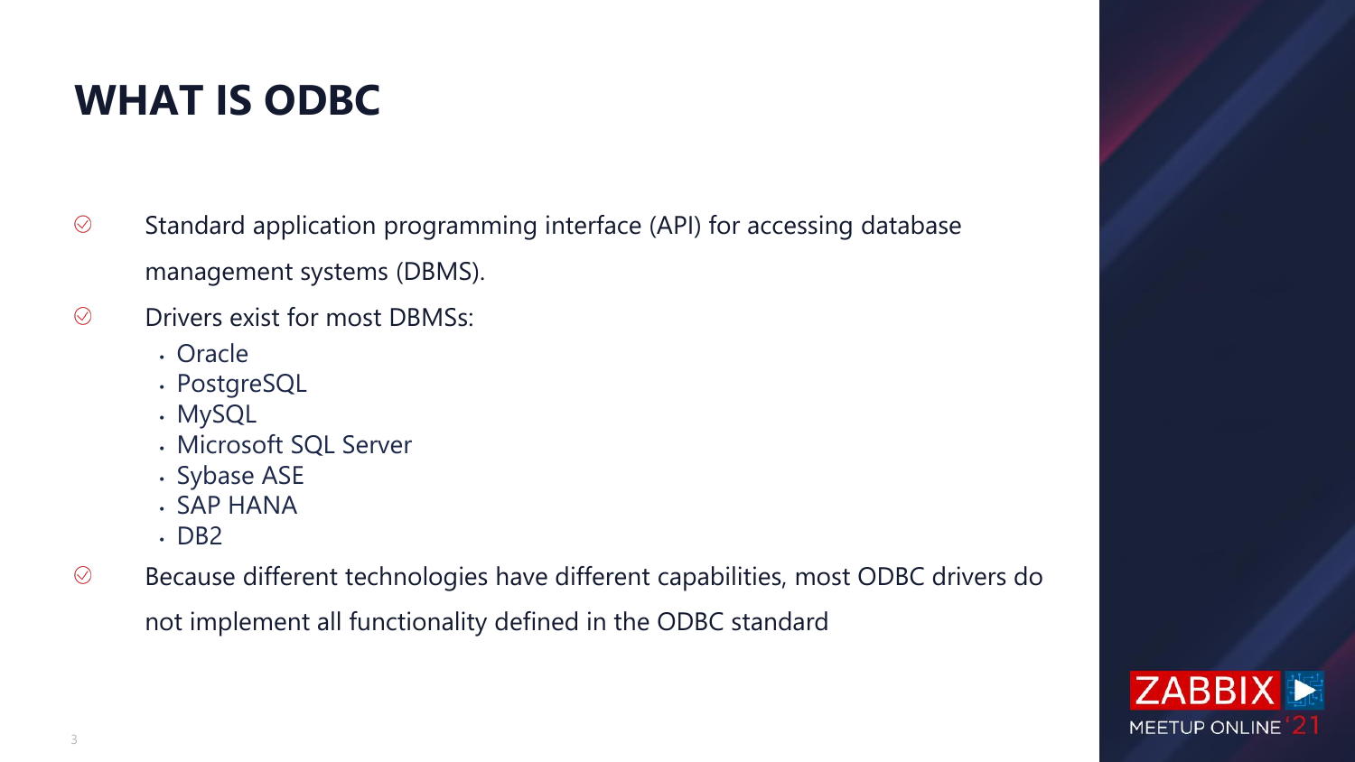# WHAT IS ODBC

- Standard application programming interface (API) for accessing database management systems (DBMS).
- Drivers exist for most DBMSs:
  - Oracle
  - PostgreSQL
  - MySQL
  - Microsoft SQL Server
  - Sybase ASE
  - SAP HANA
  - DB2
- Because different technologies have different capabilities, most ODBC drivers do not implement all functionality defined in the ODBC standard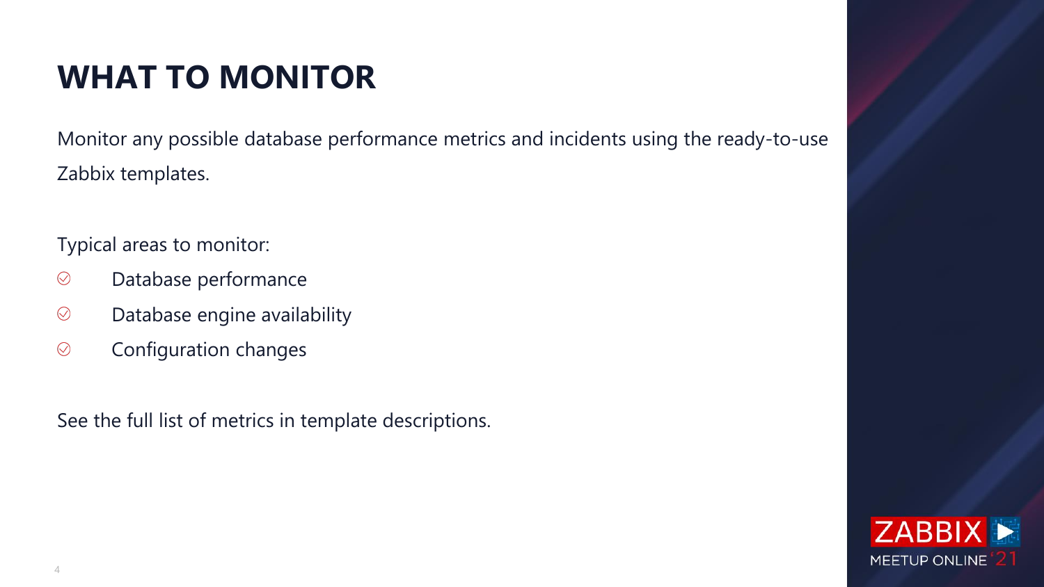# WHAT TO MONITOR

Monitor any possible database performance metrics and incidents using the ready-to-use Zabbix templates.

Typical areas to monitor:

- Database performance
- Database engine availability
- Configuration changes

See the full list of metrics in template descriptions.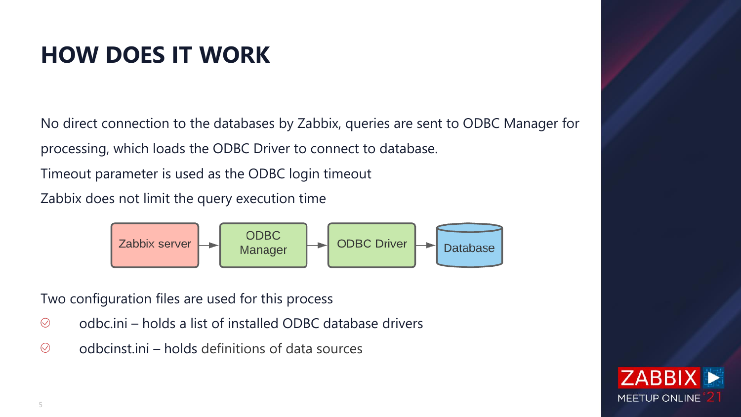# HOW DOES IT WORK

No direct connection to the databases by Zabbix, queries are sent to ODBC Manager for processing, which loads the ODBC Driver to connect to database.

Timeout parameter is used as the ODBC login timeout

Zabbix does not limit the query execution time

Zabbix server → ODBC Manager → ODBC Driver → Database

Two configuration files are used for this process

- odbc.ini – holds a list of installed ODBC database drivers
- odbcinst.ini – holds definitions of data sources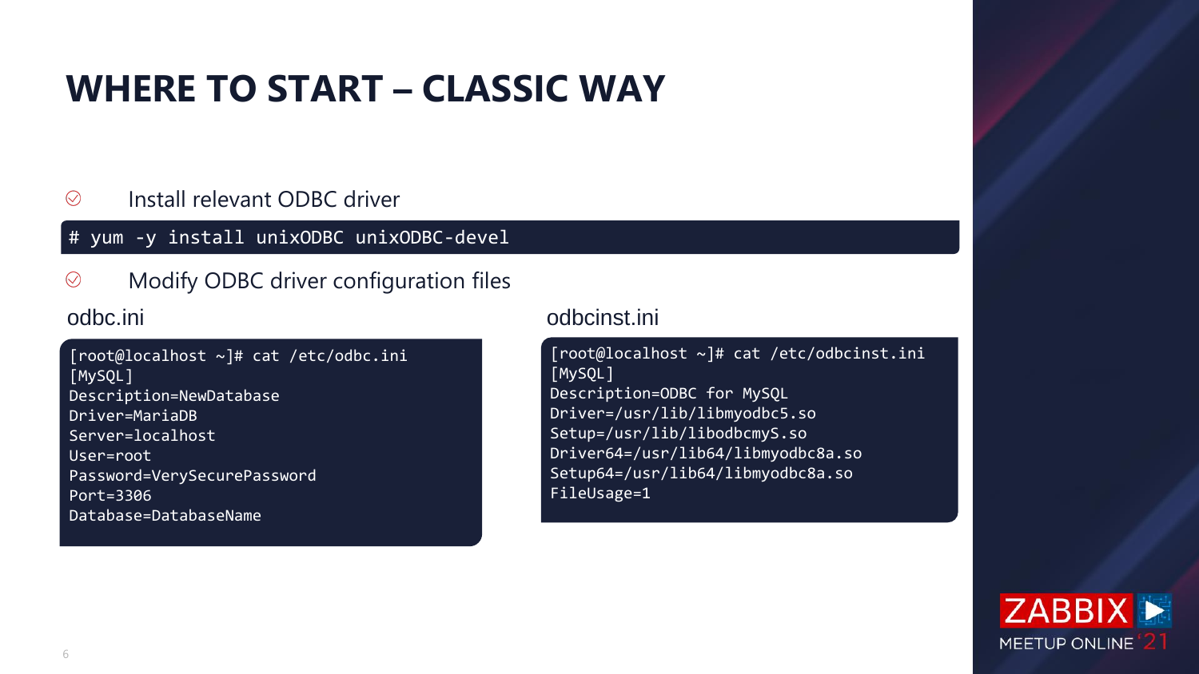# WHERE TO START – CLASSIC WAY

- Install relevant ODBC driver

```
# yum -y install unixODBC unixODBC-devel
```

- Modify ODBC driver configuration files

odbc.ini

```
[root@localhost ~]# cat /etc/odbc.ini
[MySQL]
Description=NewDatabase
Driver=MariaDB
Server=localhost
User=root
Password=VerySecurePassword
Port=3306
Database=DatabaseName
```

odbcinst.ini

```
[root@localhost ~]# cat /etc/odbcinst.ini
[MySQL]
Description=ODBC for MySQL
Driver=/usr/lib/libmyodbc5.so
Setup=/usr/lib/libodbcmyS.so
Driver64=/usr/lib64/libmyodbc8a.so
Setup64=/usr/lib64/libmyodbc8a.so
FileUsage=1
```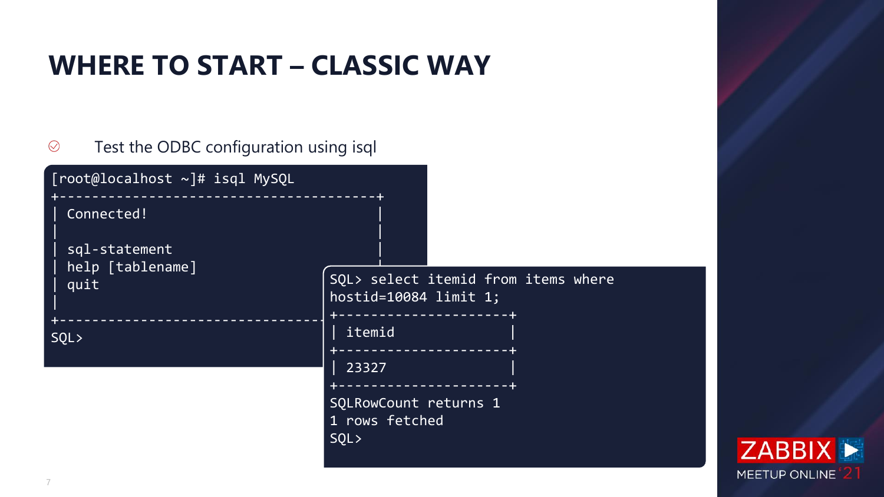# WHERE TO START – CLASSIC WAY

- Test the ODBC configuration using isql

```
[root@localhost ~]# isql MySQL
+---------------------------------------+
| Connected!                            |
|                                       |
| sql-statement                         |
| help [tablename]                      |
| quit                                  |
|                                       |
+---------------------------------------+
SQL>
```

```
SQL> select itemid from items where
hostid=10084 limit 1;
+---------------------+
| itemid              |
+---------------------+
| 23327               |
+---------------------+
SQLRowCount returns 1
1 rows fetched
SQL>
```

ZABBIX MEETUP ONLINE '21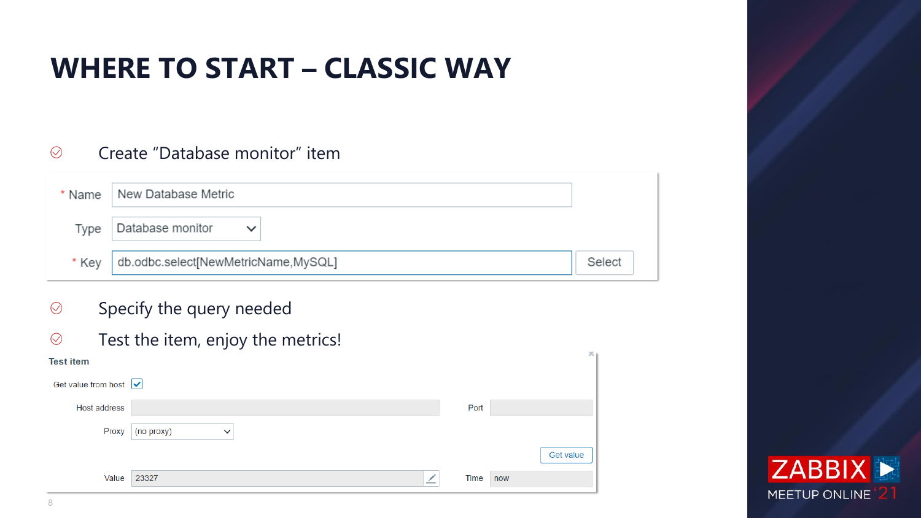# WHERE TO START – CLASSIC WAY

- Create "Database monitor" item

| | |
|---|---|
| * Name | New Database Metric |
| Type | Database monitor |
| * Key | db.odbc.select[NewMetricName,MySQL] |

- Specify the query needed
- Test the item, enjoy the metrics!

**Test item**

| | | | |
|---|---|---|---|
| Get value from host | ☑ | | |
| Host address | | Port | |
| Proxy | (no proxy) | | |
| | | | Get value |
| Value | 23327 | Time | now |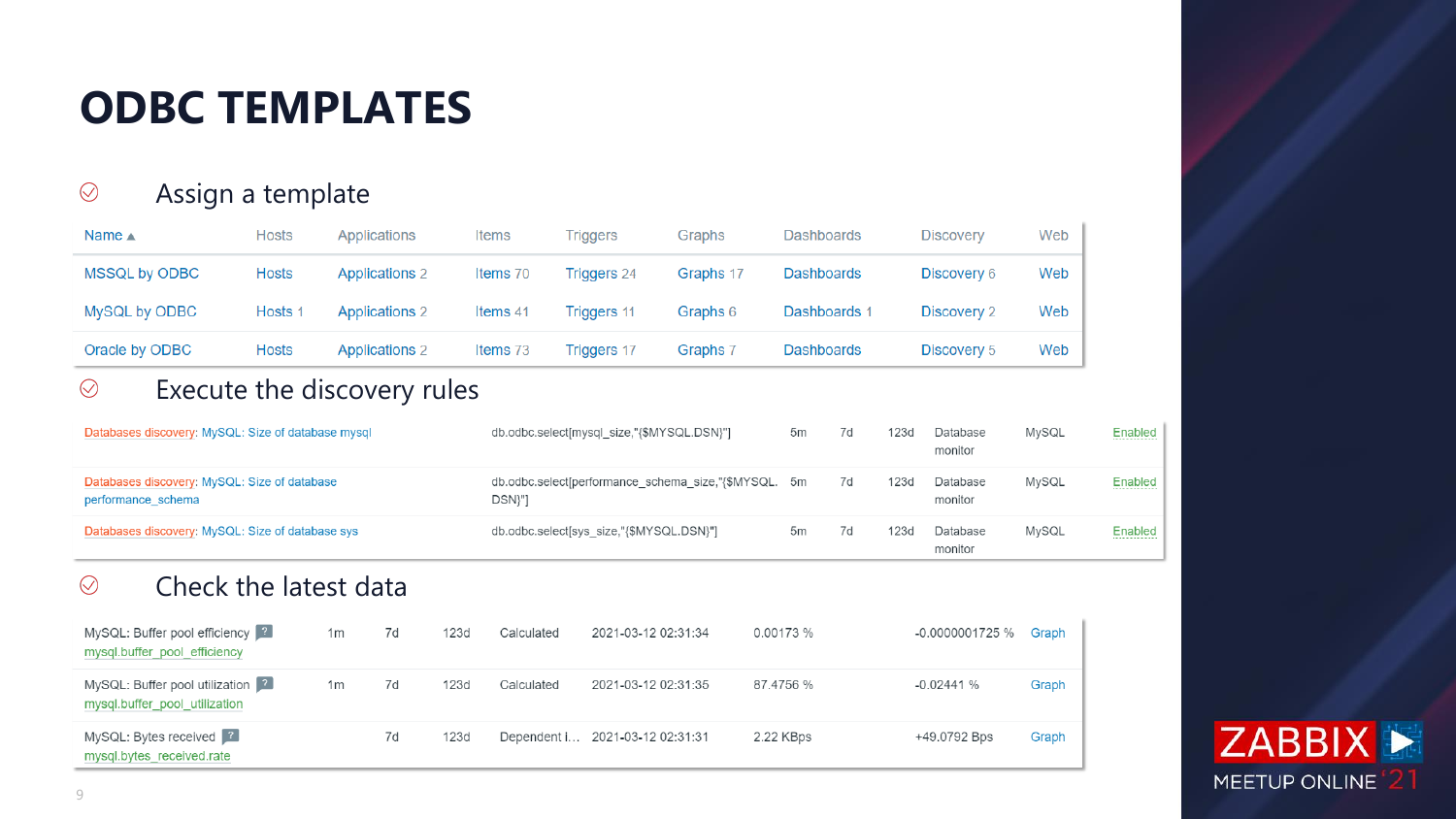# ODBC TEMPLATES

## Assign a template

| Name ▲ | Hosts | Applications | Items | Triggers | Graphs | Dashboards | Discovery | Web |
|---|---|---|---|---|---|---|---|---|
| MSSQL by ODBC | Hosts | Applications 2 | Items 70 | Triggers 24 | Graphs 17 | Dashboards | Discovery 6 | Web |
| MySQL by ODBC | Hosts 1 | Applications 2 | Items 41 | Triggers 11 | Graphs 6 | Dashboards 1 | Discovery 2 | Web |
| Oracle by ODBC | Hosts | Applications 2 | Items 73 | Triggers 17 | Graphs 7 | Dashboards | Discovery 5 | Web |

## Execute the discovery rules

| | | | | | | | |
|---|---|---|---|---|---|---|---|
| Databases discovery: MySQL: Size of database mysql | db.odbc.select[mysql_size,"{$MYSQL.DSN}"] | 5m | 7d | 123d | Database monitor | MySQL | Enabled |
| Databases discovery: MySQL: Size of database performance_schema | db.odbc.select[performance_schema_size,"{$MYSQL.DSN}"] | 5m | 7d | 123d | Database monitor | MySQL | Enabled |
| Databases discovery: MySQL: Size of database sys | db.odbc.select[sys_size,"{$MYSQL.DSN}"] | 5m | 7d | 123d | Database monitor | MySQL | Enabled |

## Check the latest data

| | | | | | | | | |
|---|---|---|---|---|---|---|---|---|
| MySQL: Buffer pool efficiency mysql.buffer_pool_efficiency | 1m | 7d | 123d | Calculated | 2021-03-12 02:31:34 | 0.00173 % | -0.0000001725 % | Graph |
| MySQL: Buffer pool utilization mysql.buffer_pool_utilization | 1m | 7d | 123d | Calculated | 2021-03-12 02:31:35 | 87.4756 % | -0.02441 % | Graph |
| MySQL: Bytes received mysql.bytes_received.rate | | 7d | 123d | Dependent i... | 2021-03-12 02:31:31 | 2.22 KBps | +49.0792 Bps | Graph |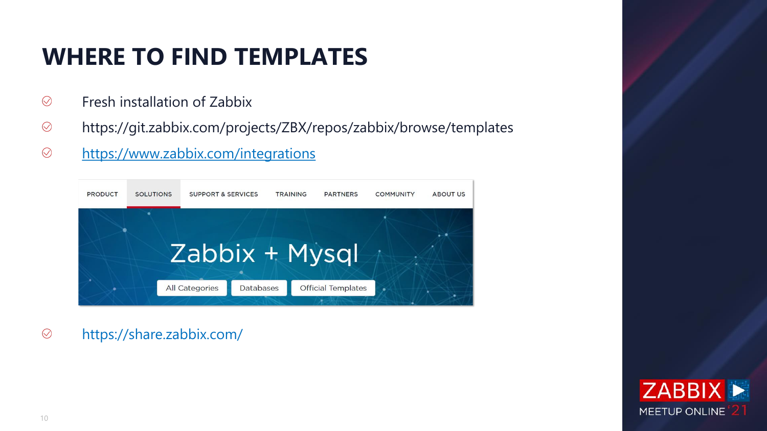# WHERE TO FIND TEMPLATES

- Fresh installation of Zabbix
- https://git.zabbix.com/projects/ZBX/repos/zabbix/browse/templates
- [https://www.zabbix.com/integrations](https://www.zabbix.com/integrations)

PRODUCT | SOLUTIONS | SUPPORT & SERVICES | TRAINING | PARTNERS | COMMUNITY | ABOUT US

Zabbix + Mysql

All Categories | Databases | Official Templates

- https://share.zabbix.com/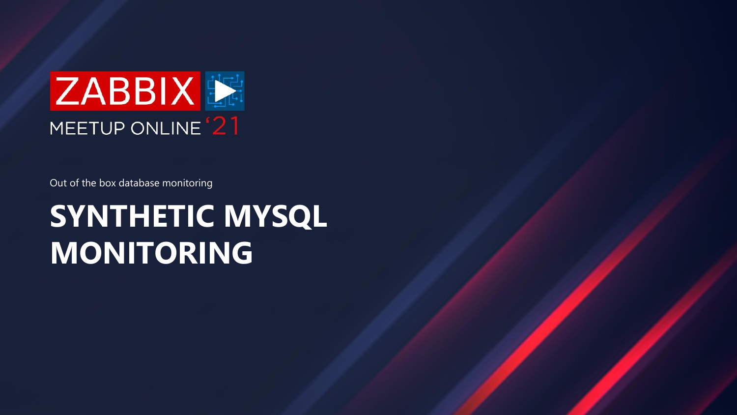ZABBIX

MEETUP ONLINE '21

Out of the box database monitoring

# SYNTHETIC MYSQL MONITORING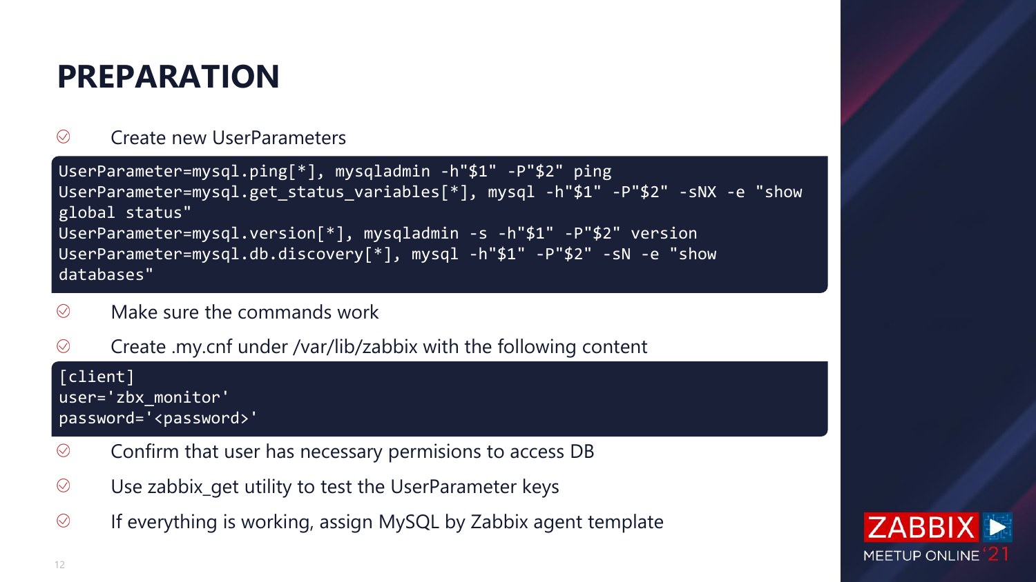# PREPARATION

- Create new UserParameters

```
UserParameter=mysql.ping[*], mysqladmin -h"$1" -P"$2" ping
UserParameter=mysql.get_status_variables[*], mysql -h"$1" -P"$2" -sNX -e "show global status"
UserParameter=mysql.version[*], mysqladmin -s -h"$1" -P"$2" version
UserParameter=mysql.db.discovery[*], mysql -h"$1" -P"$2" -sN -e "show databases"
```

- Make sure the commands work
- Create .my.cnf under /var/lib/zabbix with the following content

```
[client]
user='zbx_monitor'
password='<password>'
```

- Confirm that user has necessary permisions to access DB
- Use zabbix_get utility to test the UserParameter keys
- If everything is working, assign MySQL by Zabbix agent template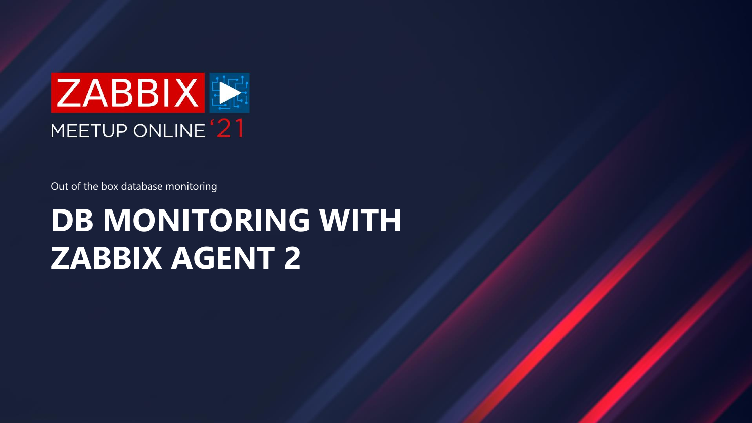ZABBIX

MEETUP ONLINE '21

Out of the box database monitoring

# DB MONITORING WITH ZABBIX AGENT 2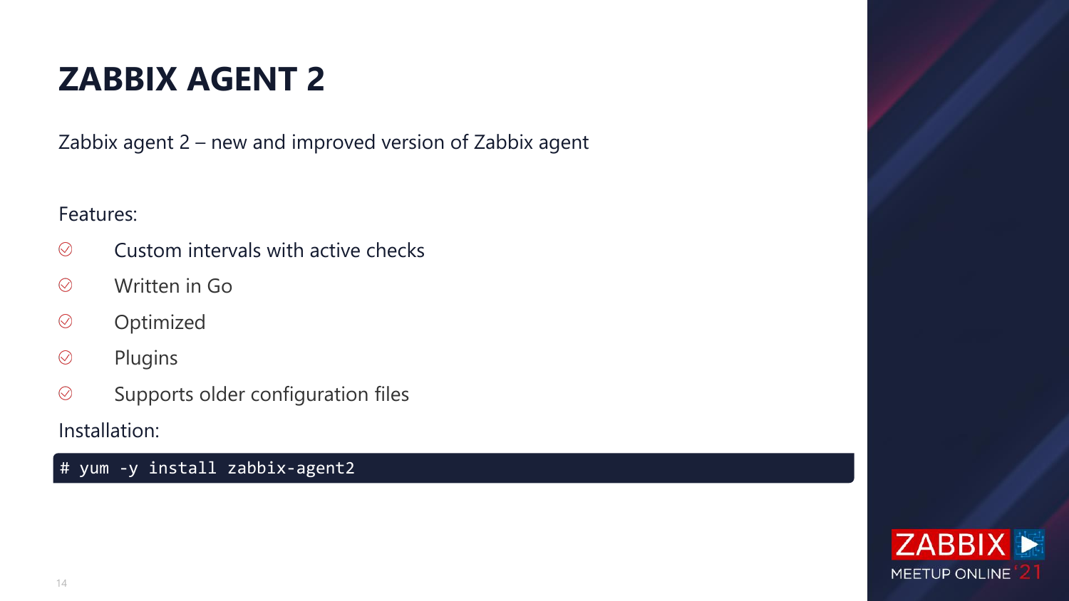# ZABBIX AGENT 2

Zabbix agent 2 – new and improved version of Zabbix agent

Features:

- Custom intervals with active checks
- Written in Go
- Optimized
- Plugins
- Supports older configuration files

Installation:

```
# yum -y install zabbix-agent2
```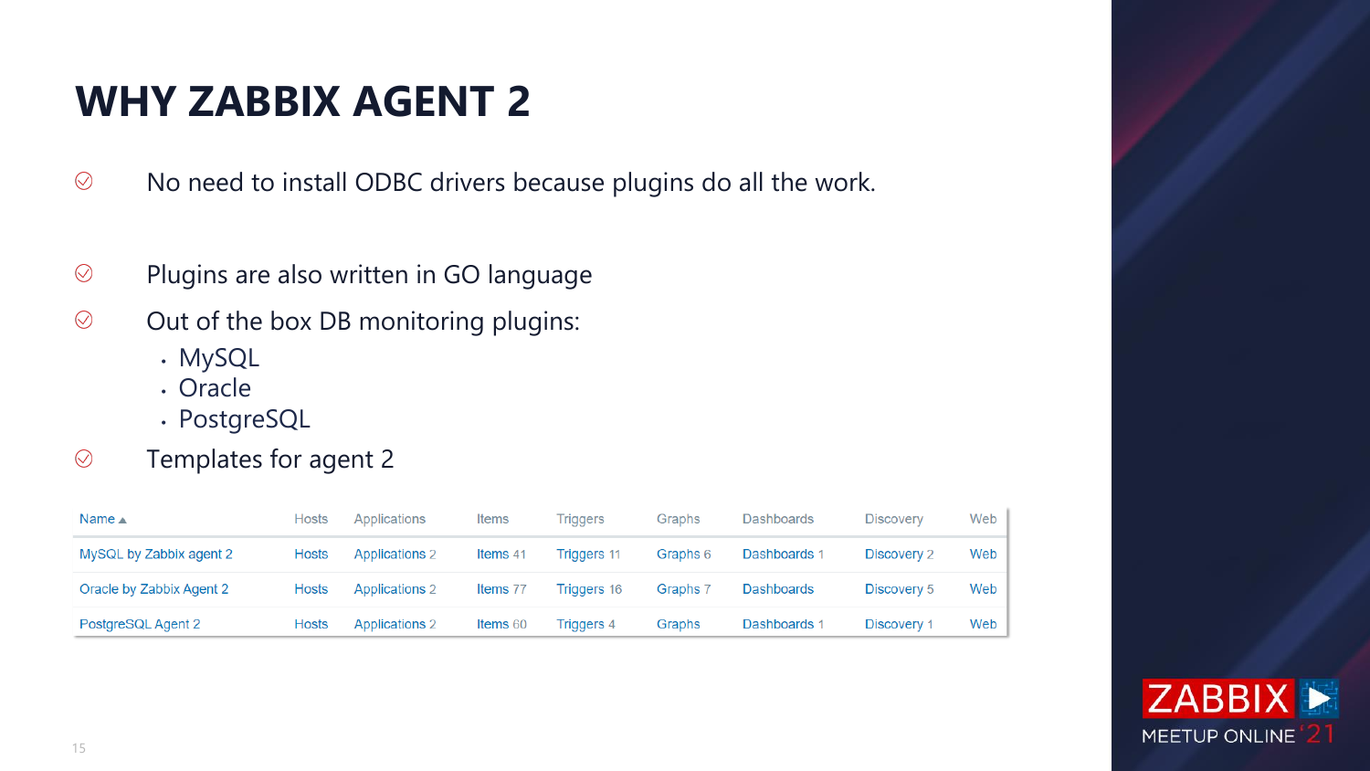# WHY ZABBIX AGENT 2

- No need to install ODBC drivers because plugins do all the work.
- Plugins are also written in GO language
- Out of the box DB monitoring plugins:
  - MySQL
  - Oracle
  - PostgreSQL
- Templates for agent 2

| Name ▲ | Hosts | Applications | Items | Triggers | Graphs | Dashboards | Discovery | Web |
|---|---|---|---|---|---|---|---|---|
| MySQL by Zabbix agent 2 | Hosts | Applications 2 | Items 41 | Triggers 11 | Graphs 6 | Dashboards 1 | Discovery 2 | Web |
| Oracle by Zabbix Agent 2 | Hosts | Applications 2 | Items 77 | Triggers 16 | Graphs 7 | Dashboards | Discovery 5 | Web |
| PostgreSQL Agent 2 | Hosts | Applications 2 | Items 60 | Triggers 4 | Graphs | Dashboards 1 | Discovery 1 | Web |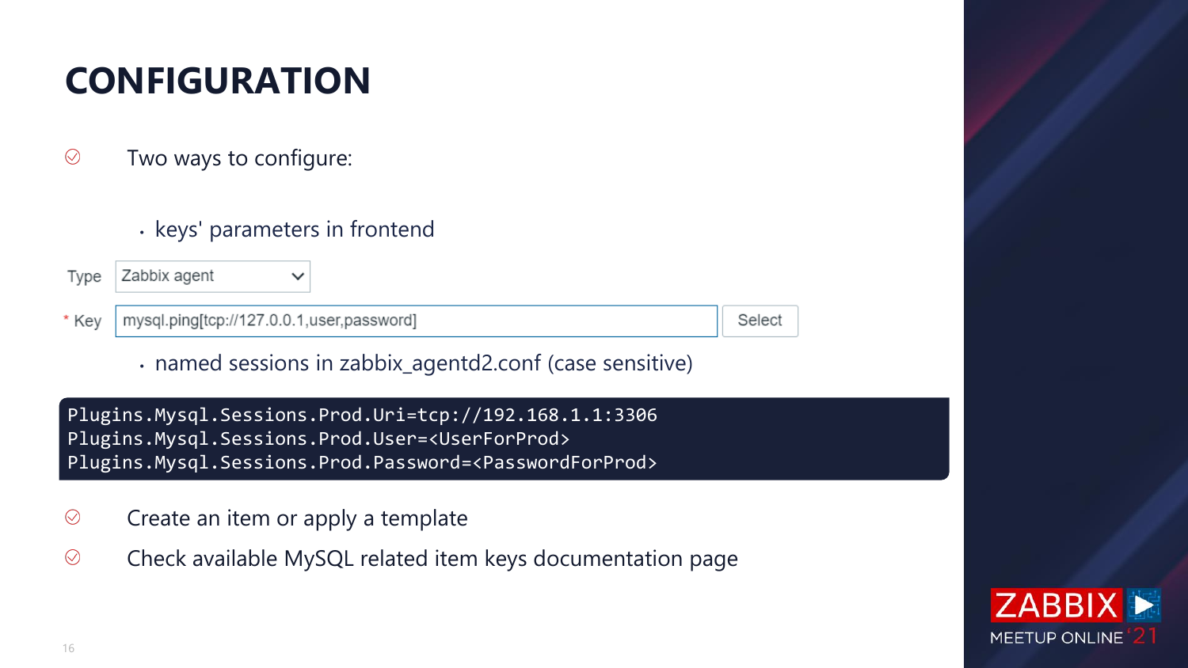# CONFIGURATION

- Two ways to configure:
  - keys' parameters in frontend

Type: Zabbix agent

\* Key: mysql.ping[tcp://127.0.0.1,user,password] Select

  - named sessions in zabbix_agentd2.conf (case sensitive)

```
Plugins.Mysql.Sessions.Prod.Uri=tcp://192.168.1.1:3306
Plugins.Mysql.Sessions.Prod.User=<UserForProd>
Plugins.Mysql.Sessions.Prod.Password=<PasswordForProd>
```

- Create an item or apply a template
- Check available MySQL related item keys documentation page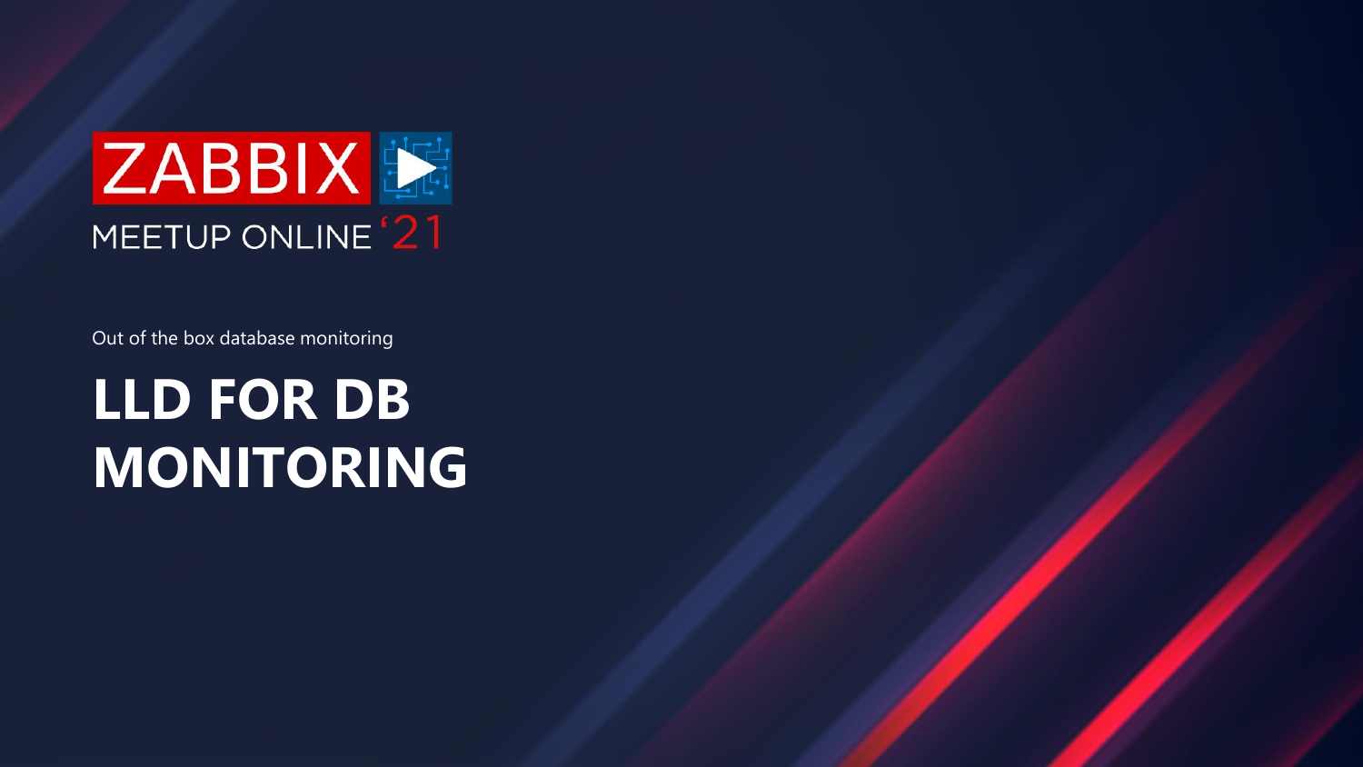ZABBIX

MEETUP ONLINE '21

Out of the box database monitoring

# LLD FOR DB MONITORING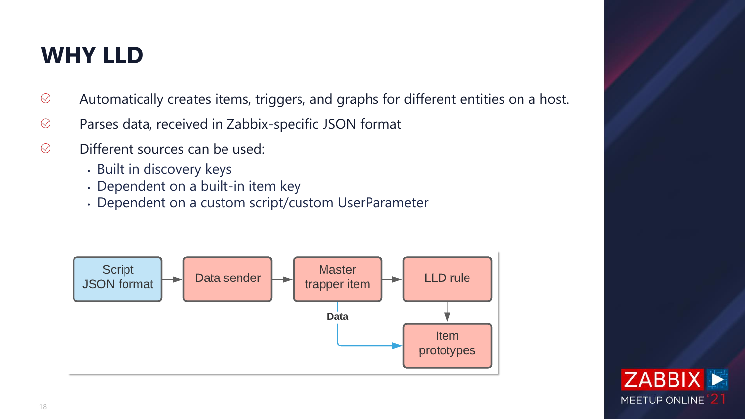# WHY LLD

- Automatically creates items, triggers, and graphs for different entities on a host.
- Parses data, received in Zabbix-specific JSON format
- Different sources can be used:
  - Built in discovery keys
  - Dependent on a built-in item key
  - Dependent on a custom script/custom UserParameter

Script JSON format → Data sender → Master trapper item → LLD rule → Item prototypes

Master trapper item → Data → Item prototypes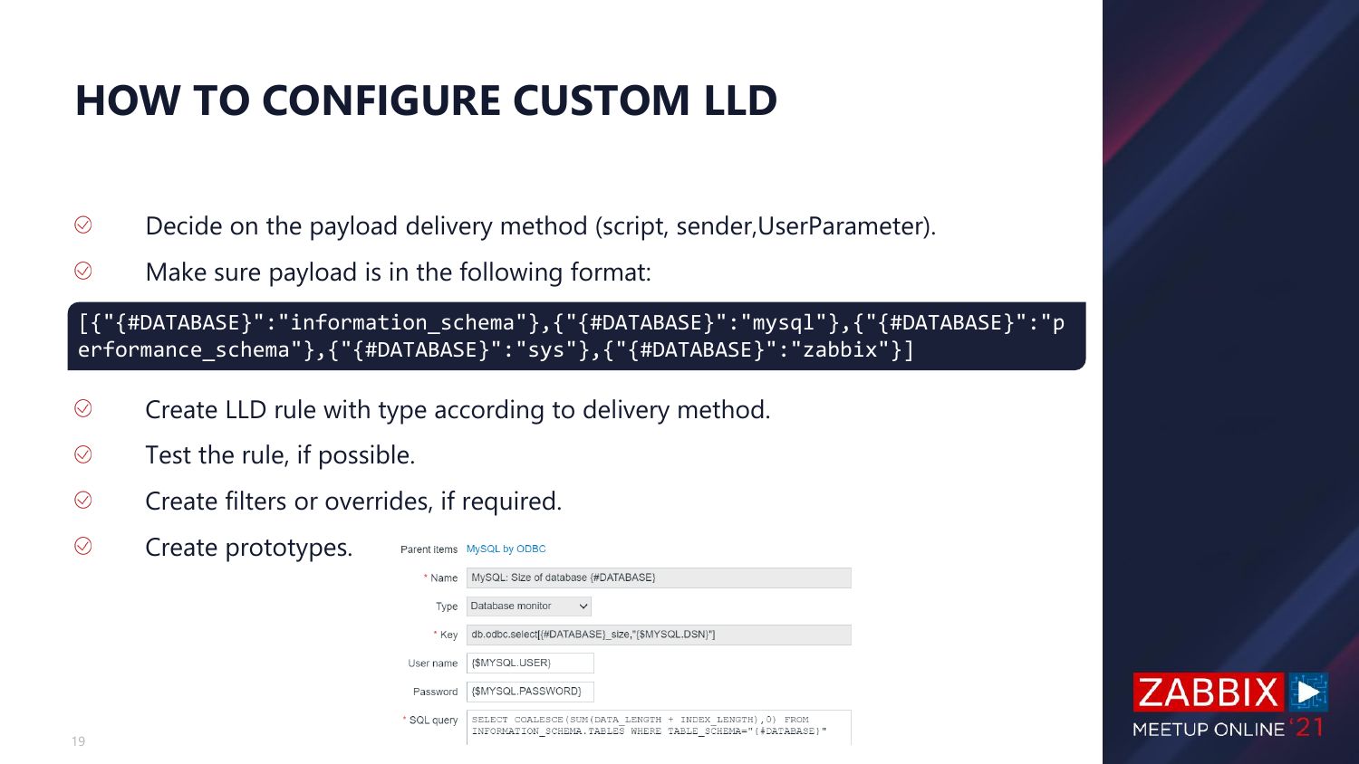# HOW TO CONFIGURE CUSTOM LLD

- Decide on the payload delivery method (script, sender,UserParameter).
- Make sure payload is in the following format:

```
[{"{#DATABASE}":"information_schema"},{"{#DATABASE}":"mysql"},{"{#DATABASE}":"performance_schema"},{"{#DATABASE}":"sys"},{"{#DATABASE}":"zabbix"}]
```

- Create LLD rule with type according to delivery method.
- Test the rule, if possible.
- Create filters or overrides, if required.
- Create prototypes.

| | |
|---|---|
| Parent items | MySQL by ODBC |
| * Name | MySQL: Size of database {#DATABASE} |
| Type | Database monitor |
| * Key | db.odbc.select[{#DATABASE}_size,"{$MYSQL.DSN}"] |
| User name | {$MYSQL.USER} |
| Password | {$MYSQL.PASSWORD} |
| * SQL query | SELECT COALESCE(SUM(DATA_LENGTH + INDEX_LENGTH),0) FROM INFORMATION_SCHEMA.TABLES WHERE TABLE_SCHEMA="{#DATABASE}" |

ZABBIX MEETUP ONLINE '21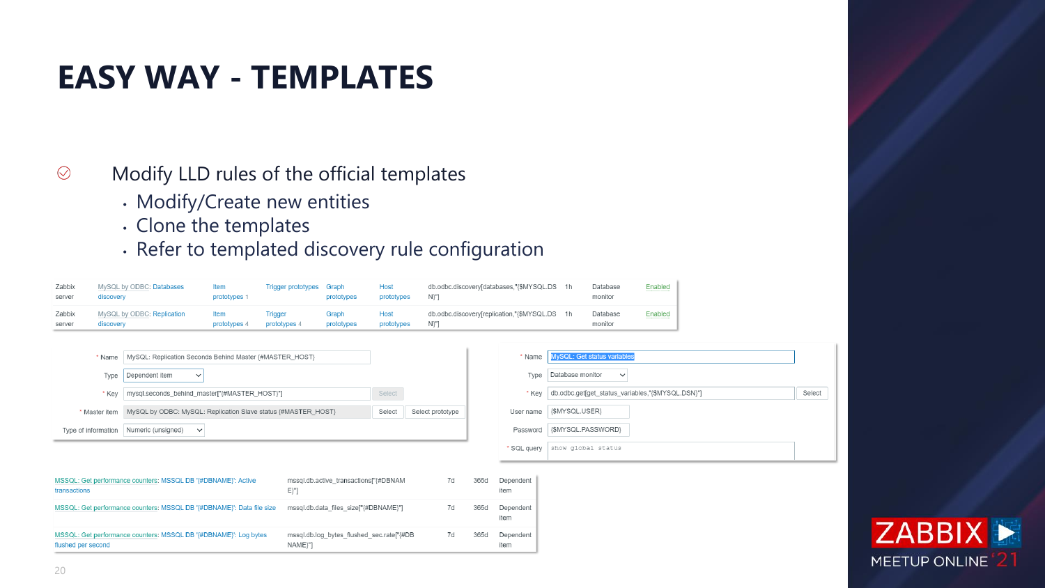# EASY WAY - TEMPLATES

- Modify LLD rules of the official templates
  - Modify/Create new entities
  - Clone the templates
  - Refer to templated discovery rule configuration

| | | | | | | | | | |
|---|---|---|---|---|---|---|---|---|---|
| Zabbix server | MySQL by ODBC: Databases discovery | Item prototypes 1 | Trigger prototypes | Graph prototypes | Host prototypes | db.odbc.discovery[databases,"{$MYSQL.DSN}"] | 1h | Database monitor | Enabled |
| Zabbix server | MySQL by ODBC: Replication discovery | Item prototypes 4 | Trigger prototypes 4 | Graph prototypes | Host prototypes | db.odbc.discovery[replication,"{$MYSQL.DSN}"] | 1h | Database monitor | Enabled |

- \* Name: MySQL: Replication Seconds Behind Master {#MASTER_HOST}
- Type: Dependent item
- \* Key: mysql.seconds_behind_master["{#MASTER_HOST}"]
- \* Master item: MySQL by ODBC: MySQL: Replication Slave status {#MASTER_HOST}
- Type of information: Numeric (unsigned)

- \* Name: MySQL: Get status variables
- Type: Database monitor
- \* Key: db.odbc.get[get_status_variables,"{$MYSQL.DSN}"]
- User name: {$MYSQL.USER}
- Password: {$MYSQL.PASSWORD}
- \* SQL query: show global status

| | | | | |
|---|---|---|---|---|
| MSSQL: Get performance counters: MSSQL DB '{#DBNAME}': Active transactions | mssql.db.active_transactions["{#DBNAME}"] | 7d | 365d | Dependent item |
| MSSQL: Get performance counters: MSSQL DB '{#DBNAME}': Data file size | mssql.db.data_files_size["{#DBNAME}"] | 7d | 365d | Dependent item |
| MSSQL: Get performance counters: MSSQL DB '{#DBNAME}': Log bytes flushed per second | mssql.db.log_bytes_flushed_sec.rate["{#DBNAME}"] | 7d | 365d | Dependent item |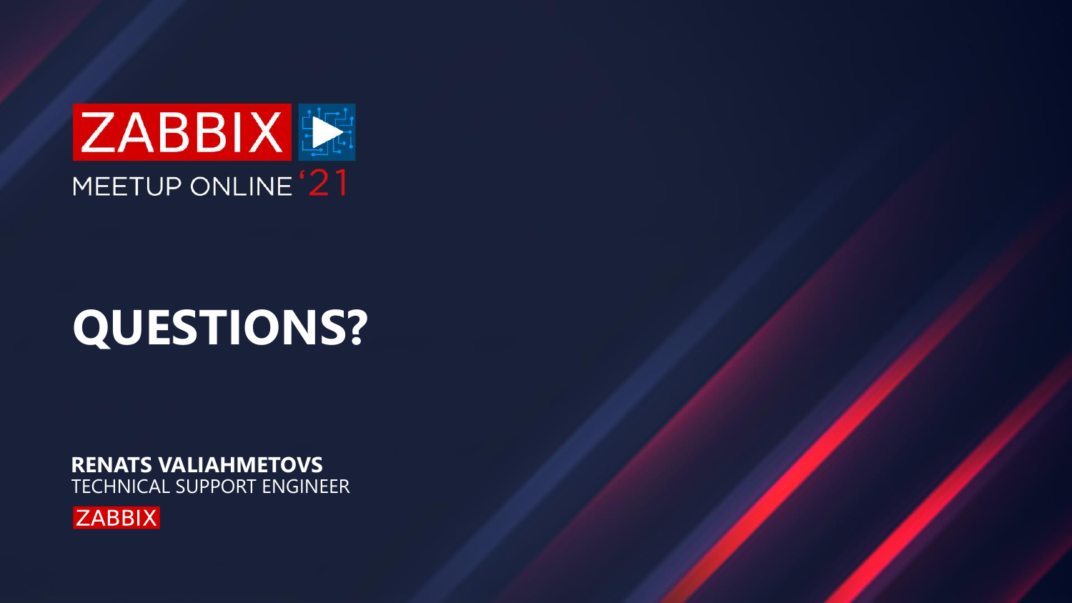ZABBIX

MEETUP ONLINE '21

# QUESTIONS?

**RENATS VALIAHMETOVS**
TECHNICAL SUPPORT ENGINEER
ZABBIX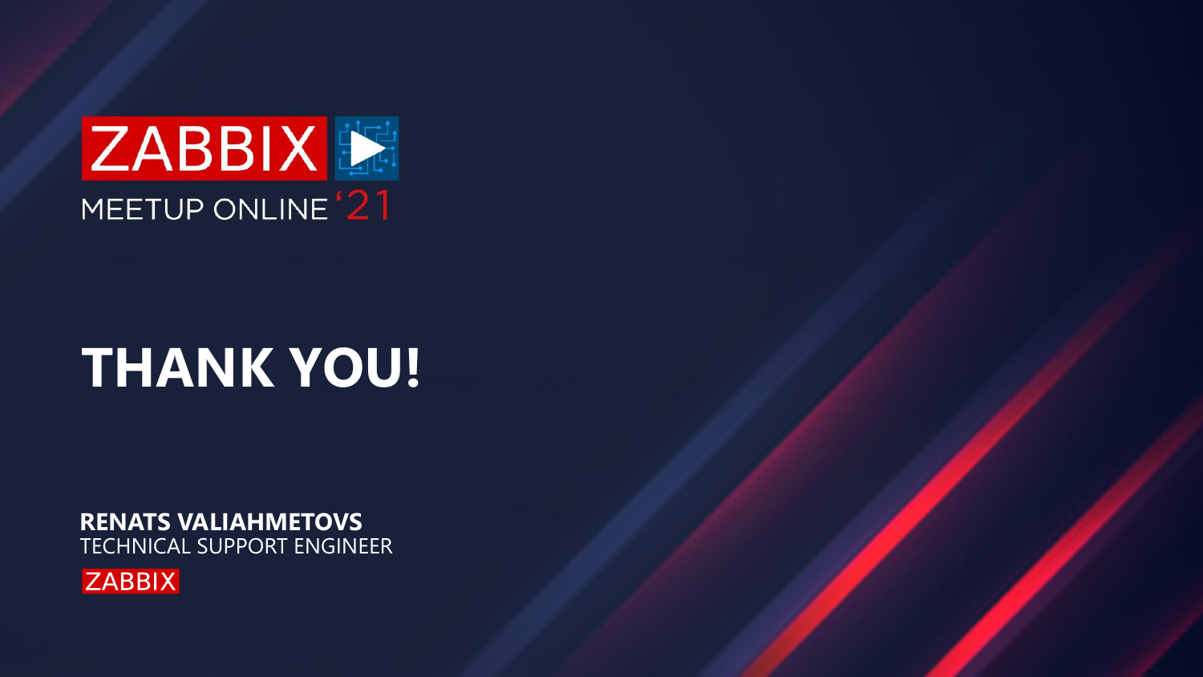ZABBIX

MEETUP ONLINE '21

# THANK YOU!

**RENATS VALIAHMETOVS**
TECHNICAL SUPPORT ENGINEER

ZABBIX